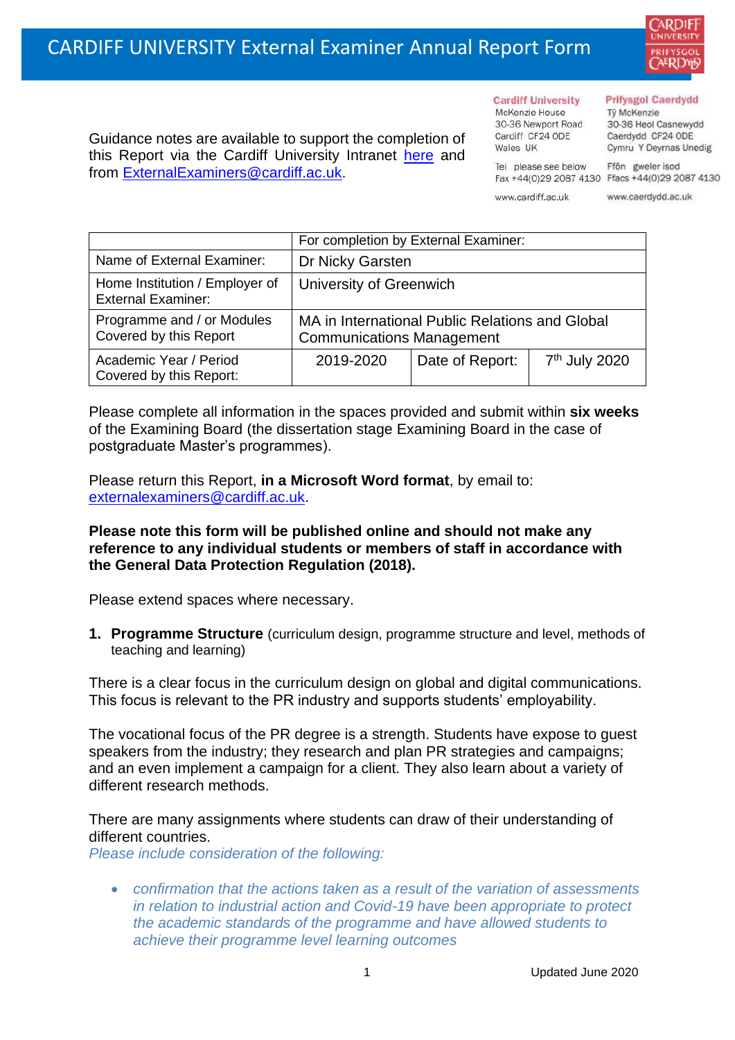# CARDIFF UNIVERSITY External Examiner Annual Report Form

Guidance notes are available to support the completion of this Report via the Cardiff University Intranet [here](#) and from ExternalExaminers@cardiff.ac.uk.

**Cardiff University**
McKenzie House
30-36 Newport Road
Cardiff CF24 0DE
Wales UK

Tel please see below
Fax +44(0)29 2087 4130

www.cardiff.ac.uk

**Prifysgol Caerdydd**
Tŷ McKenzie
30-36 Heol Casnewydd
Caerdydd CF24 0DE
Cymru Y Deyrnas Unedig

Ffôn gweler isod
Ffacs +44(0)29 2087 4130

www.caerdydd.ac.uk

| | For completion by External Examiner: | | |
|---|---|---|---|
| Name of External Examiner: | Dr Nicky Garsten | | |
| Home Institution / Employer of External Examiner: | University of Greenwich | | |
| Programme and / or Modules Covered by this Report | MA in International Public Relations and Global Communications Management | | |
| Academic Year / Period Covered by this Report: | 2019-2020 | Date of Report: | 7th July 2020 |

Please complete all information in the spaces provided and submit within **six weeks** of the Examining Board (the dissertation stage Examining Board in the case of postgraduate Master's programmes).

Please return this Report, **in a Microsoft Word format**, by email to: externalexaminers@cardiff.ac.uk.

**Please note this form will be published online and should not make any reference to any individual students or members of staff in accordance with the General Data Protection Regulation (2018).**

Please extend spaces where necessary.

1. **Programme Structure** (curriculum design, programme structure and level, methods of teaching and learning)

There is a clear focus in the curriculum design on global and digital communications. This focus is relevant to the PR industry and supports students' employability.

The vocational focus of the PR degree is a strength. Students have expose to guest speakers from the industry; they research and plan PR strategies and campaigns; and an even implement a campaign for a client. They also learn about a variety of different research methods.

There are many assignments where students can draw of their understanding of different countries.

*Please include consideration of the following:*

- *confirmation that the actions taken as a result of the variation of assessments in relation to industrial action and Covid-19 have been appropriate to protect the academic standards of the programme and have allowed students to achieve their programme level learning outcomes*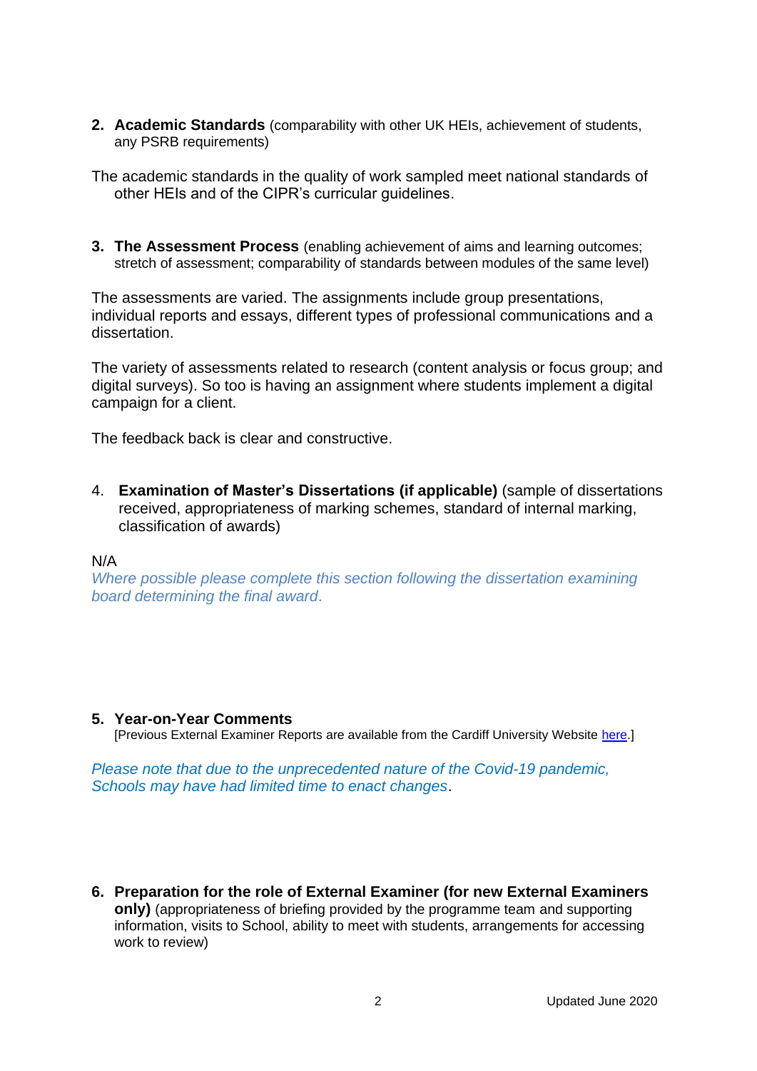**2. Academic Standards** (comparability with other UK HEIs, achievement of students, any PSRB requirements)

The academic standards in the quality of work sampled meet national standards of other HEIs and of the CIPR's curricular guidelines.

**3. The Assessment Process** (enabling achievement of aims and learning outcomes; stretch of assessment; comparability of standards between modules of the same level)

The assessments are varied. The assignments include group presentations, individual reports and essays, different types of professional communications and a dissertation.

The variety of assessments related to research (content analysis or focus group; and digital surveys). So too is having an assignment where students implement a digital campaign for a client.

The feedback back is clear and constructive.

4. **Examination of Master's Dissertations (if applicable)** (sample of dissertations received, appropriateness of marking schemes, standard of internal marking, classification of awards)

N/A

*Where possible please complete this section following the dissertation examining board determining the final award.*

**5. Year-on-Year Comments**

[Previous External Examiner Reports are available from the Cardiff University Website here.]

*Please note that due to the unprecedented nature of the Covid-19 pandemic, Schools may have had limited time to enact changes*.

**6. Preparation for the role of External Examiner (for new External Examiners only)** (appropriateness of briefing provided by the programme team and supporting information, visits to School, ability to meet with students, arrangements for accessing work to review)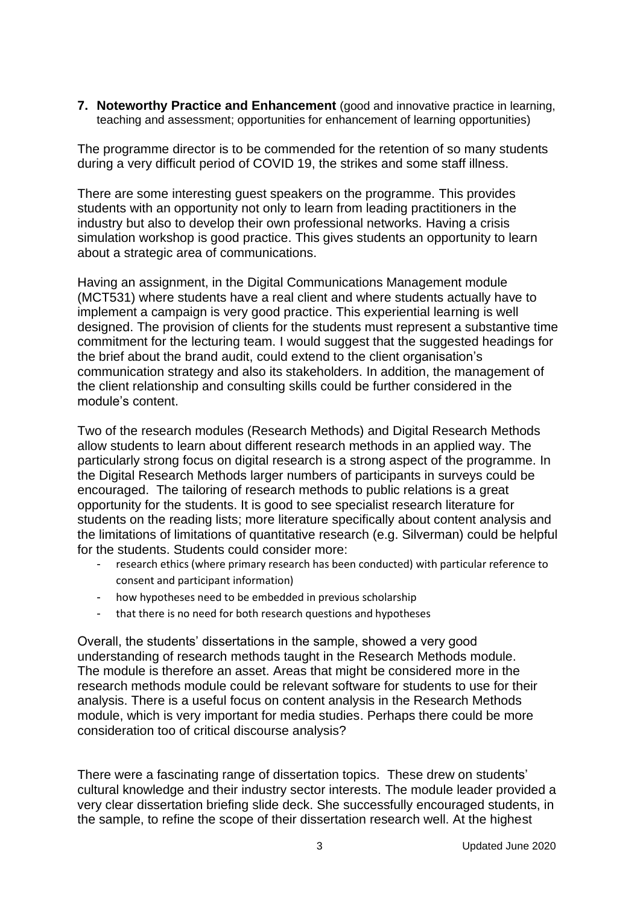**7. Noteworthy Practice and Enhancement** (good and innovative practice in learning, teaching and assessment; opportunities for enhancement of learning opportunities)

The programme director is to be commended for the retention of so many students during a very difficult period of COVID 19, the strikes and some staff illness.

There are some interesting guest speakers on the programme. This provides students with an opportunity not only to learn from leading practitioners in the industry but also to develop their own professional networks. Having a crisis simulation workshop is good practice. This gives students an opportunity to learn about a strategic area of communications.

Having an assignment, in the Digital Communications Management module (MCT531) where students have a real client and where students actually have to implement a campaign is very good practice. This experiential learning is well designed. The provision of clients for the students must represent a substantive time commitment for the lecturing team. I would suggest that the suggested headings for the brief about the brand audit, could extend to the client organisation's communication strategy and also its stakeholders. In addition, the management of the client relationship and consulting skills could be further considered in the module's content.

Two of the research modules (Research Methods) and Digital Research Methods allow students to learn about different research methods in an applied way. The particularly strong focus on digital research is a strong aspect of the programme. In the Digital Research Methods larger numbers of participants in surveys could be encouraged. The tailoring of research methods to public relations is a great opportunity for the students. It is good to see specialist research literature for students on the reading lists; more literature specifically about content analysis and the limitations of limitations of quantitative research (e.g. Silverman) could be helpful for the students. Students could consider more:

- research ethics (where primary research has been conducted) with particular reference to consent and participant information)
- how hypotheses need to be embedded in previous scholarship
- that there is no need for both research questions and hypotheses

Overall, the students' dissertations in the sample, showed a very good understanding of research methods taught in the Research Methods module. The module is therefore an asset. Areas that might be considered more in the research methods module could be relevant software for students to use for their analysis. There is a useful focus on content analysis in the Research Methods module, which is very important for media studies. Perhaps there could be more consideration too of critical discourse analysis?

There were a fascinating range of dissertation topics. These drew on students' cultural knowledge and their industry sector interests. The module leader provided a very clear dissertation briefing slide deck. She successfully encouraged students, in the sample, to refine the scope of their dissertation research well. At the highest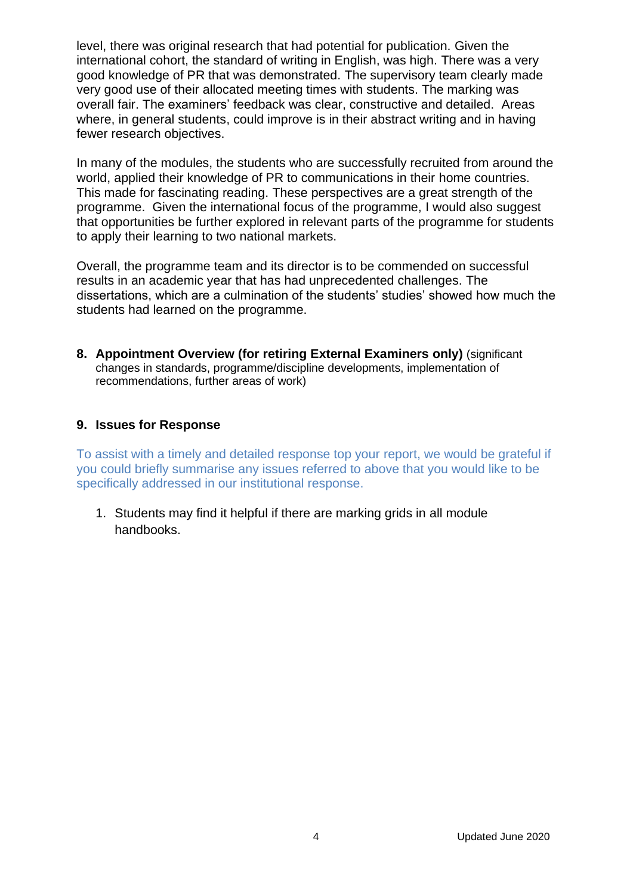level, there was original research that had potential for publication. Given the international cohort, the standard of writing in English, was high. There was a very good knowledge of PR that was demonstrated. The supervisory team clearly made very good use of their allocated meeting times with students. The marking was overall fair. The examiners' feedback was clear, constructive and detailed. Areas where, in general students, could improve is in their abstract writing and in having fewer research objectives.

In many of the modules, the students who are successfully recruited from around the world, applied their knowledge of PR to communications in their home countries. This made for fascinating reading. These perspectives are a great strength of the programme. Given the international focus of the programme, I would also suggest that opportunities be further explored in relevant parts of the programme for students to apply their learning to two national markets.

Overall, the programme team and its director is to be commended on successful results in an academic year that has had unprecedented challenges. The dissertations, which are a culmination of the students' studies' showed how much the students had learned on the programme.

## 8. Appointment Overview (for retiring External Examiners only) (significant changes in standards, programme/discipline developments, implementation of recommendations, further areas of work)

## 9. Issues for Response

To assist with a timely and detailed response top your report, we would be grateful if you could briefly summarise any issues referred to above that you would like to be specifically addressed in our institutional response.

1. Students may find it helpful if there are marking grids in all module handbooks.